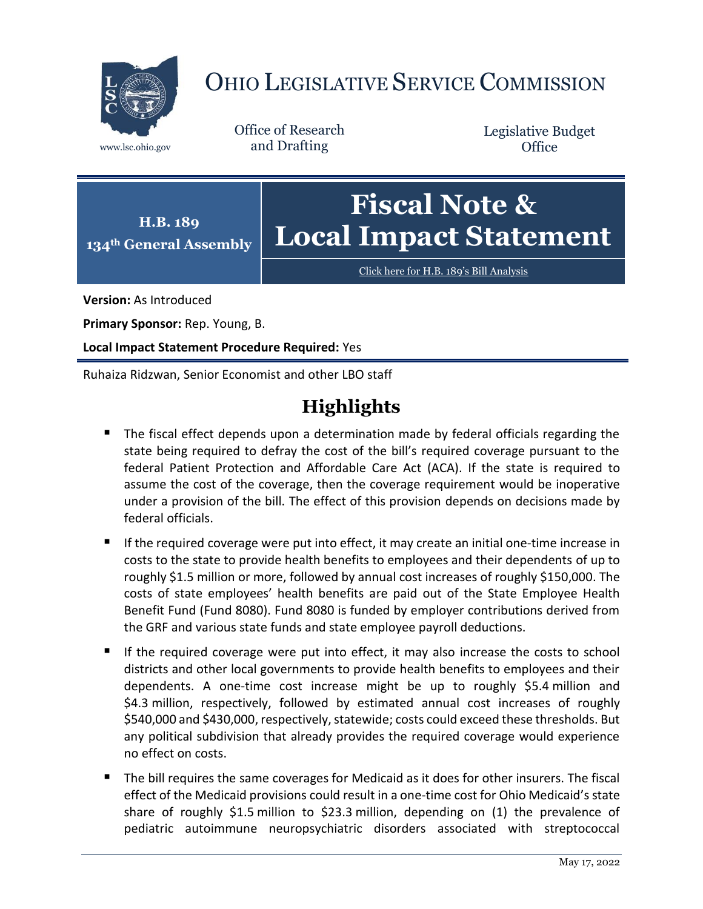# OHIO LEGISLATIVE SERVICE COMMISSION

www.lsc.ohio.gov

Office of Research and Drafting

Legislative Budget Office

**H.B. 189**
**134th General Assembly**

# Fiscal Note & Local Impact Statement

[Click here for H.B. 189's Bill Analysis]

**Version:** As Introduced

**Primary Sponsor:** Rep. Young, B.

**Local Impact Statement Procedure Required:** Yes

Ruhaiza Ridzwan, Senior Economist and other LBO staff

## Highlights

- The fiscal effect depends upon a determination made by federal officials regarding the state being required to defray the cost of the bill's required coverage pursuant to the federal Patient Protection and Affordable Care Act (ACA). If the state is required to assume the cost of the coverage, then the coverage requirement would be inoperative under a provision of the bill. The effect of this provision depends on decisions made by federal officials.
- If the required coverage were put into effect, it may create an initial one-time increase in costs to the state to provide health benefits to employees and their dependents of up to roughly $1.5 million or more, followed by annual cost increases of roughly $150,000. The costs of state employees' health benefits are paid out of the State Employee Health Benefit Fund (Fund 8080). Fund 8080 is funded by employer contributions derived from the GRF and various state funds and state employee payroll deductions.
- If the required coverage were put into effect, it may also increase the costs to school districts and other local governments to provide health benefits to employees and their dependents. A one-time cost increase might be up to roughly $5.4 million and $4.3 million, respectively, followed by estimated annual cost increases of roughly $540,000 and $430,000, respectively, statewide; costs could exceed these thresholds. But any political subdivision that already provides the required coverage would experience no effect on costs.
- The bill requires the same coverages for Medicaid as it does for other insurers. The fiscal effect of the Medicaid provisions could result in a one-time cost for Ohio Medicaid's state share of roughly $1.5 million to $23.3 million, depending on (1) the prevalence of pediatric autoimmune neuropsychiatric disorders associated with streptococcal

May 17, 2022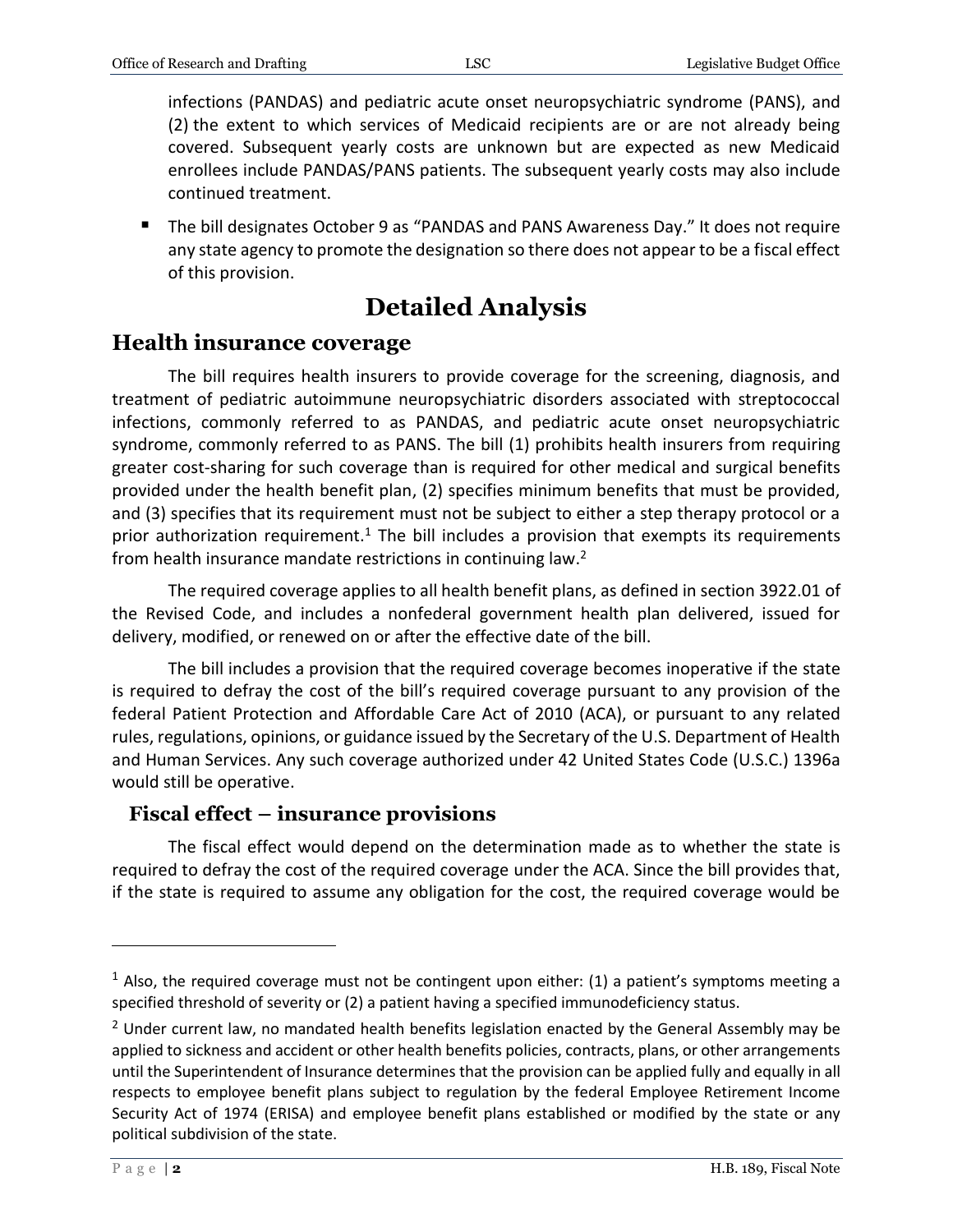infections (PANDAS) and pediatric acute onset neuropsychiatric syndrome (PANS), and (2) the extent to which services of Medicaid recipients are or are not already being covered. Subsequent yearly costs are unknown but are expected as new Medicaid enrollees include PANDAS/PANS patients. The subsequent yearly costs may also include continued treatment.

- The bill designates October 9 as "PANDAS and PANS Awareness Day." It does not require any state agency to promote the designation so there does not appear to be a fiscal effect of this provision.

# Detailed Analysis

## Health insurance coverage

The bill requires health insurers to provide coverage for the screening, diagnosis, and treatment of pediatric autoimmune neuropsychiatric disorders associated with streptococcal infections, commonly referred to as PANDAS, and pediatric acute onset neuropsychiatric syndrome, commonly referred to as PANS. The bill (1) prohibits health insurers from requiring greater cost-sharing for such coverage than is required for other medical and surgical benefits provided under the health benefit plan, (2) specifies minimum benefits that must be provided, and (3) specifies that its requirement must not be subject to either a step therapy protocol or a prior authorization requirement.[1] The bill includes a provision that exempts its requirements from health insurance mandate restrictions in continuing law.[2]

The required coverage applies to all health benefit plans, as defined in section 3922.01 of the Revised Code, and includes a nonfederal government health plan delivered, issued for delivery, modified, or renewed on or after the effective date of the bill.

The bill includes a provision that the required coverage becomes inoperative if the state is required to defray the cost of the bill's required coverage pursuant to any provision of the federal Patient Protection and Affordable Care Act of 2010 (ACA), or pursuant to any related rules, regulations, opinions, or guidance issued by the Secretary of the U.S. Department of Health and Human Services. Any such coverage authorized under 42 United States Code (U.S.C.) 1396a would still be operative.

### Fiscal effect – insurance provisions

The fiscal effect would depend on the determination made as to whether the state is required to defray the cost of the required coverage under the ACA. Since the bill provides that, if the state is required to assume any obligation for the cost, the required coverage would be

---

[1] Also, the required coverage must not be contingent upon either: (1) a patient's symptoms meeting a specified threshold of severity or (2) a patient having a specified immunodeficiency status.

[2] Under current law, no mandated health benefits legislation enacted by the General Assembly may be applied to sickness and accident or other health benefits policies, contracts, plans, or other arrangements until the Superintendent of Insurance determines that the provision can be applied fully and equally in all respects to employee benefit plans subject to regulation by the federal Employee Retirement Income Security Act of 1974 (ERISA) and employee benefit plans established or modified by the state or any political subdivision of the state.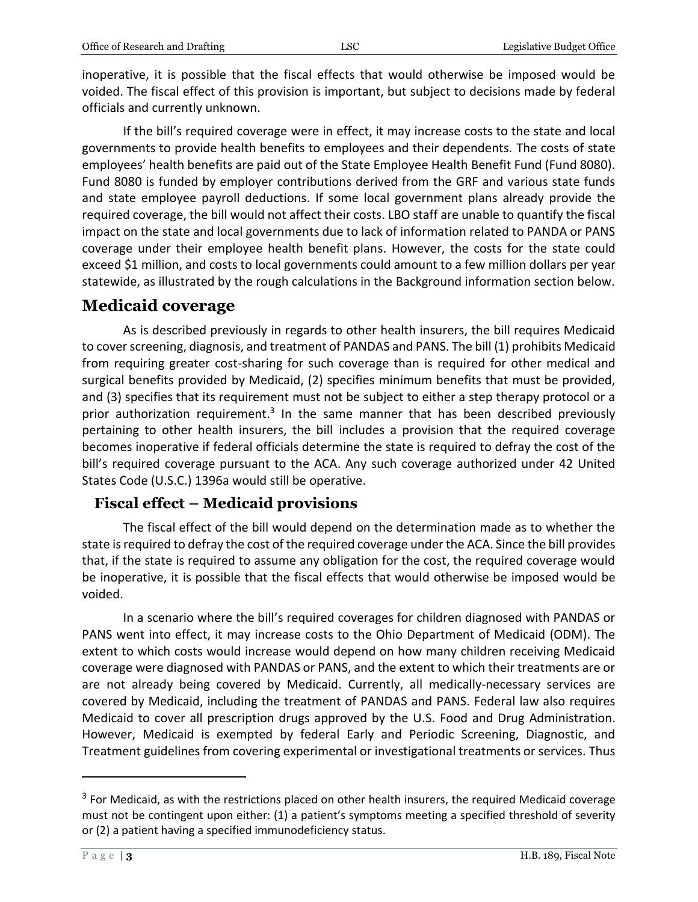inoperative, it is possible that the fiscal effects that would otherwise be imposed would be voided. The fiscal effect of this provision is important, but subject to decisions made by federal officials and currently unknown.

If the bill's required coverage were in effect, it may increase costs to the state and local governments to provide health benefits to employees and their dependents. The costs of state employees' health benefits are paid out of the State Employee Health Benefit Fund (Fund 8080). Fund 8080 is funded by employer contributions derived from the GRF and various state funds and state employee payroll deductions. If some local government plans already provide the required coverage, the bill would not affect their costs. LBO staff are unable to quantify the fiscal impact on the state and local governments due to lack of information related to PANDA or PANS coverage under their employee health benefit plans. However, the costs for the state could exceed $1 million, and costs to local governments could amount to a few million dollars per year statewide, as illustrated by the rough calculations in the Background information section below.

## Medicaid coverage

As is described previously in regards to other health insurers, the bill requires Medicaid to cover screening, diagnosis, and treatment of PANDAS and PANS. The bill (1) prohibits Medicaid from requiring greater cost-sharing for such coverage than is required for other medical and surgical benefits provided by Medicaid, (2) specifies minimum benefits that must be provided, and (3) specifies that its requirement must not be subject to either a step therapy protocol or a prior authorization requirement.[3] In the same manner that has been described previously pertaining to other health insurers, the bill includes a provision that the required coverage becomes inoperative if federal officials determine the state is required to defray the cost of the bill's required coverage pursuant to the ACA. Any such coverage authorized under 42 United States Code (U.S.C.) 1396a would still be operative.

### Fiscal effect – Medicaid provisions

The fiscal effect of the bill would depend on the determination made as to whether the state is required to defray the cost of the required coverage under the ACA. Since the bill provides that, if the state is required to assume any obligation for the cost, the required coverage would be inoperative, it is possible that the fiscal effects that would otherwise be imposed would be voided.

In a scenario where the bill's required coverages for children diagnosed with PANDAS or PANS went into effect, it may increase costs to the Ohio Department of Medicaid (ODM). The extent to which costs would increase would depend on how many children receiving Medicaid coverage were diagnosed with PANDAS or PANS, and the extent to which their treatments are or are not already being covered by Medicaid. Currently, all medically-necessary services are covered by Medicaid, including the treatment of PANDAS and PANS. Federal law also requires Medicaid to cover all prescription drugs approved by the U.S. Food and Drug Administration. However, Medicaid is exempted by federal Early and Periodic Screening, Diagnostic, and Treatment guidelines from covering experimental or investigational treatments or services. Thus

---

[3] For Medicaid, as with the restrictions placed on other health insurers, the required Medicaid coverage must not be contingent upon either: (1) a patient's symptoms meeting a specified threshold of severity or (2) a patient having a specified immunodeficiency status.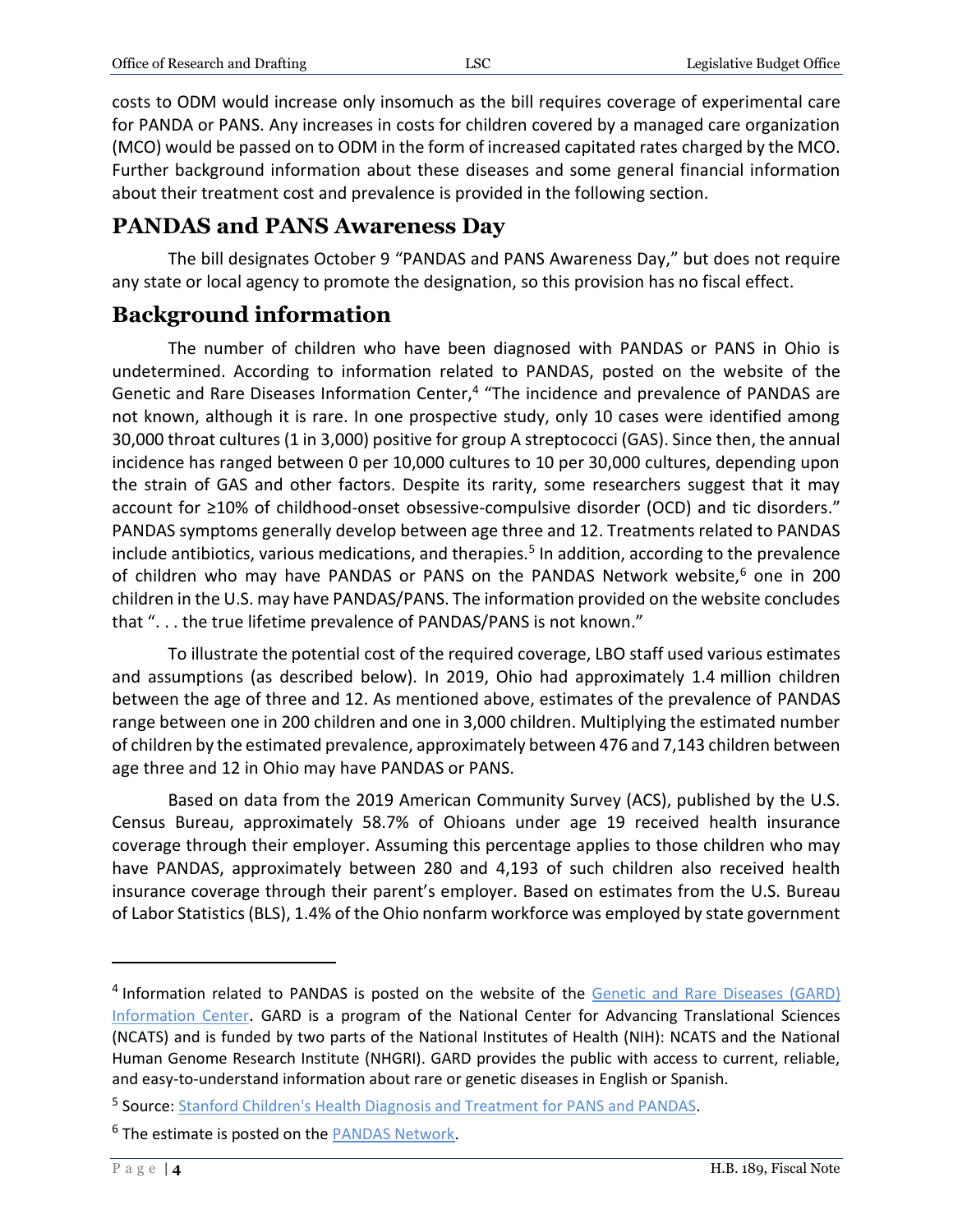costs to ODM would increase only insomuch as the bill requires coverage of experimental care for PANDA or PANS. Any increases in costs for children covered by a managed care organization (MCO) would be passed on to ODM in the form of increased capitated rates charged by the MCO. Further background information about these diseases and some general financial information about their treatment cost and prevalence is provided in the following section.

## PANDAS and PANS Awareness Day

The bill designates October 9 "PANDAS and PANS Awareness Day," but does not require any state or local agency to promote the designation, so this provision has no fiscal effect.

## Background information

The number of children who have been diagnosed with PANDAS or PANS in Ohio is undetermined. According to information related to PANDAS, posted on the website of the Genetic and Rare Diseases Information Center,[4] "The incidence and prevalence of PANDAS are not known, although it is rare. In one prospective study, only 10 cases were identified among 30,000 throat cultures (1 in 3,000) positive for group A streptococci (GAS). Since then, the annual incidence has ranged between 0 per 10,000 cultures to 10 per 30,000 cultures, depending upon the strain of GAS and other factors. Despite its rarity, some researchers suggest that it may account for ≥10% of childhood-onset obsessive-compulsive disorder (OCD) and tic disorders." PANDAS symptoms generally develop between age three and 12. Treatments related to PANDAS include antibiotics, various medications, and therapies.[5] In addition, according to the prevalence of children who may have PANDAS or PANS on the PANDAS Network website,[6] one in 200 children in the U.S. may have PANDAS/PANS. The information provided on the website concludes that ". . . the true lifetime prevalence of PANDAS/PANS is not known."

To illustrate the potential cost of the required coverage, LBO staff used various estimates and assumptions (as described below). In 2019, Ohio had approximately 1.4 million children between the age of three and 12. As mentioned above, estimates of the prevalence of PANDAS range between one in 200 children and one in 3,000 children. Multiplying the estimated number of children by the estimated prevalence, approximately between 476 and 7,143 children between age three and 12 in Ohio may have PANDAS or PANS.

Based on data from the 2019 American Community Survey (ACS), published by the U.S. Census Bureau, approximately 58.7% of Ohioans under age 19 received health insurance coverage through their employer. Assuming this percentage applies to those children who may have PANDAS, approximately between 280 and 4,193 of such children also received health insurance coverage through their parent's employer. Based on estimates from the U.S. Bureau of Labor Statistics (BLS), 1.4% of the Ohio nonfarm workforce was employed by state government

---

[4] Information related to PANDAS is posted on the website of the Genetic and Rare Diseases (GARD) Information Center. GARD is a program of the National Center for Advancing Translational Sciences (NCATS) and is funded by two parts of the National Institutes of Health (NIH): NCATS and the National Human Genome Research Institute (NHGRI). GARD provides the public with access to current, reliable, and easy-to-understand information about rare or genetic diseases in English or Spanish.

[5] Source: Stanford Children's Health Diagnosis and Treatment for PANS and PANDAS.

[6] The estimate is posted on the PANDAS Network.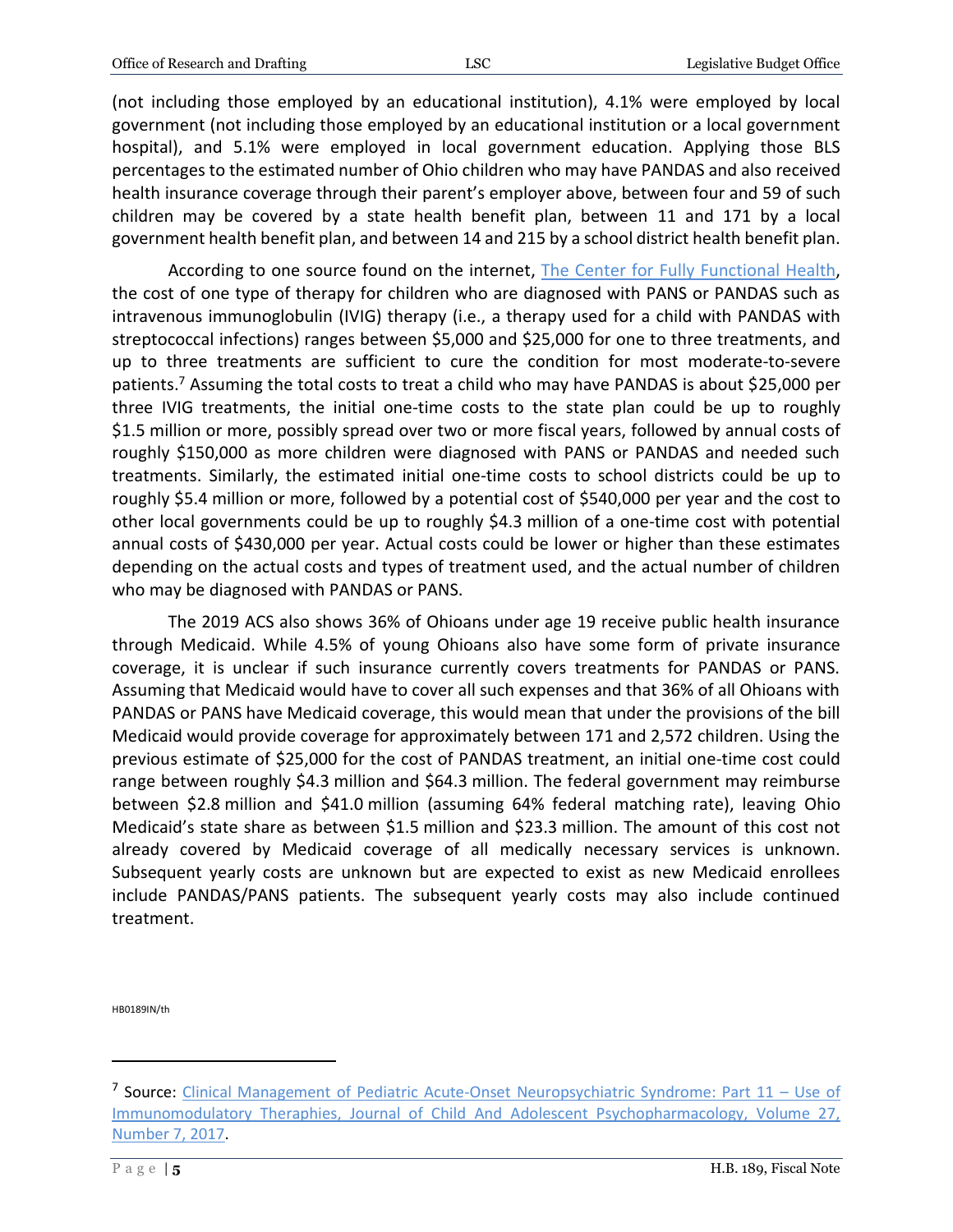(not including those employed by an educational institution), 4.1% were employed by local government (not including those employed by an educational institution or a local government hospital), and 5.1% were employed in local government education. Applying those BLS percentages to the estimated number of Ohio children who may have PANDAS and also received health insurance coverage through their parent's employer above, between four and 59 of such children may be covered by a state health benefit plan, between 11 and 171 by a local government health benefit plan, and between 14 and 215 by a school district health benefit plan.

According to one source found on the internet, The Center for Fully Functional Health, the cost of one type of therapy for children who are diagnosed with PANS or PANDAS such as intravenous immunoglobulin (IVIG) therapy (i.e., a therapy used for a child with PANDAS with streptococcal infections) ranges between \$5,000 and \$25,000 for one to three treatments, and up to three treatments are sufficient to cure the condition for most moderate-to-severe patients.[7] Assuming the total costs to treat a child who may have PANDAS is about \$25,000 per three IVIG treatments, the initial one-time costs to the state plan could be up to roughly \$1.5 million or more, possibly spread over two or more fiscal years, followed by annual costs of roughly \$150,000 as more children were diagnosed with PANS or PANDAS and needed such treatments. Similarly, the estimated initial one-time costs to school districts could be up to roughly \$5.4 million or more, followed by a potential cost of \$540,000 per year and the cost to other local governments could be up to roughly \$4.3 million of a one-time cost with potential annual costs of \$430,000 per year. Actual costs could be lower or higher than these estimates depending on the actual costs and types of treatment used, and the actual number of children who may be diagnosed with PANDAS or PANS.

The 2019 ACS also shows 36% of Ohioans under age 19 receive public health insurance through Medicaid. While 4.5% of young Ohioans also have some form of private insurance coverage, it is unclear if such insurance currently covers treatments for PANDAS or PANS. Assuming that Medicaid would have to cover all such expenses and that 36% of all Ohioans with PANDAS or PANS have Medicaid coverage, this would mean that under the provisions of the bill Medicaid would provide coverage for approximately between 171 and 2,572 children. Using the previous estimate of \$25,000 for the cost of PANDAS treatment, an initial one-time cost could range between roughly \$4.3 million and \$64.3 million. The federal government may reimburse between \$2.8 million and \$41.0 million (assuming 64% federal matching rate), leaving Ohio Medicaid's state share as between \$1.5 million and \$23.3 million. The amount of this cost not already covered by Medicaid coverage of all medically necessary services is unknown. Subsequent yearly costs are unknown but are expected to exist as new Medicaid enrollees include PANDAS/PANS patients. The subsequent yearly costs may also include continued treatment.

HB0189IN/th

---

[7] Source: Clinical Management of Pediatric Acute-Onset Neuropsychiatric Syndrome: Part 11 – Use of Immunomodulatory Theraphies, Journal of Child And Adolescent Psychopharmacology, Volume 27, Number 7, 2017.